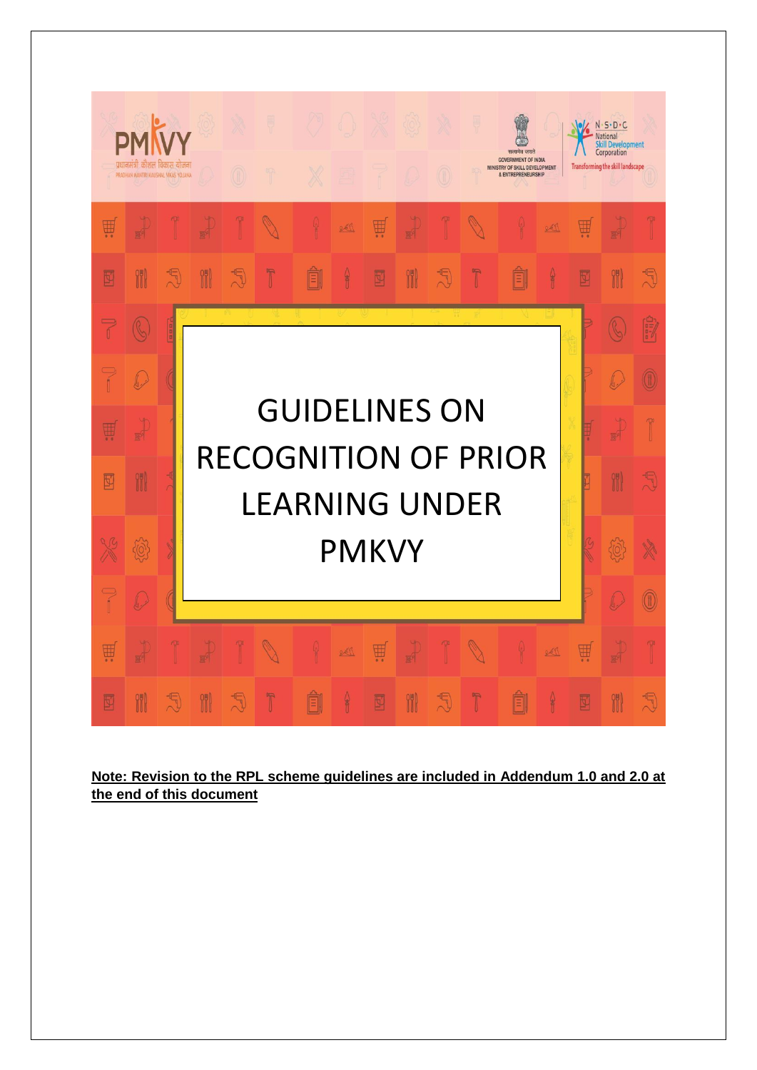PMKVY

प्रधानमंत्री कौशल विकास योजना

PRADHAN MANTRI KAUSHAL VIKAS YOJANA

सत्यमेव जयते

GOVERNMENT OF INDIA

MINISTRY OF SKILL DEVELOPMENT & ENTREPRENEURSHIP

N·S·D·C National Skill Development Corporation

Transforming the skill landscape

# GUIDELINES ON RECOGNITION OF PRIOR LEARNING UNDER PMKVY

**Note: Revision to the RPL scheme guidelines are included in Addendum 1.0 and 2.0 at the end of this document**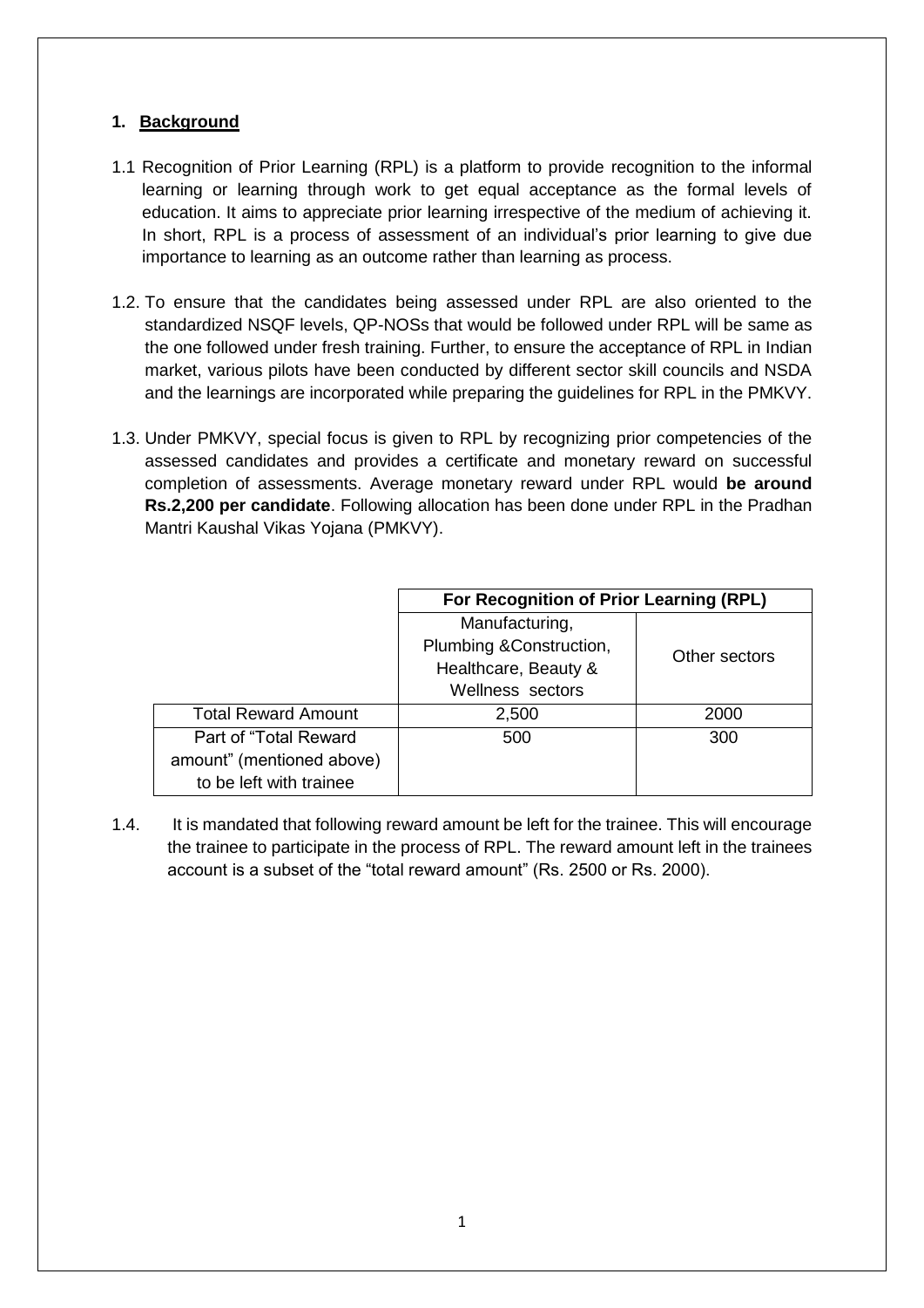## 1. Background

1.1 Recognition of Prior Learning (RPL) is a platform to provide recognition to the informal learning or learning through work to get equal acceptance as the formal levels of education. It aims to appreciate prior learning irrespective of the medium of achieving it. In short, RPL is a process of assessment of an individual's prior learning to give due importance to learning as an outcome rather than learning as process.

1.2. To ensure that the candidates being assessed under RPL are also oriented to the standardized NSQF levels, QP-NOSs that would be followed under RPL will be same as the one followed under fresh training. Further, to ensure the acceptance of RPL in Indian market, various pilots have been conducted by different sector skill councils and NSDA and the learnings are incorporated while preparing the guidelines for RPL in the PMKVY.

1.3. Under PMKVY, special focus is given to RPL by recognizing prior competencies of the assessed candidates and provides a certificate and monetary reward on successful completion of assessments. Average monetary reward under RPL would **be around Rs.2,200 per candidate**. Following allocation has been done under RPL in the Pradhan Mantri Kaushal Vikas Yojana (PMKVY).

| | **For Recognition of Prior Learning (RPL)** | |
|---|---|---|
| | Manufacturing, Plumbing &Construction, Healthcare, Beauty & Wellness sectors | Other sectors |
| Total Reward Amount | 2,500 | 2000 |
| Part of "Total Reward amount" (mentioned above) to be left with trainee | 500 | 300 |

1.4. It is mandated that following reward amount be left for the trainee. This will encourage the trainee to participate in the process of RPL. The reward amount left in the trainees account is a subset of the "total reward amount" (Rs. 2500 or Rs. 2000).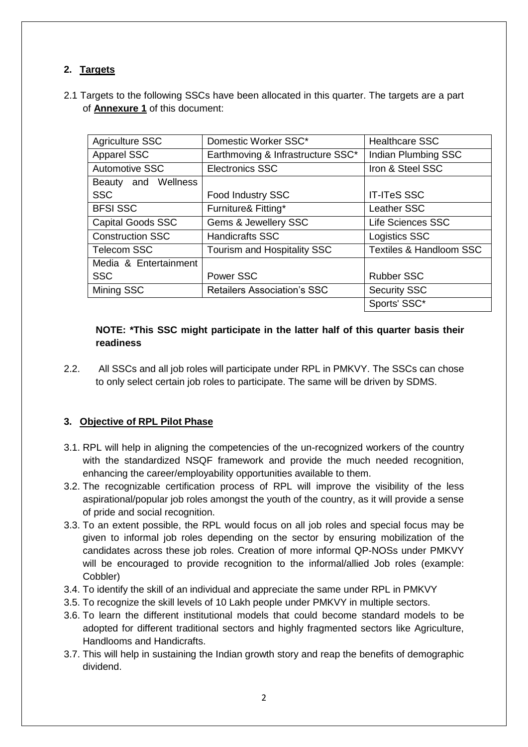## 2. Targets

2.1 Targets to the following SSCs have been allocated in this quarter. The targets are a part of **Annexure 1** of this document:

| Agriculture SSC | Domestic Worker SSC* | Healthcare SSC |
|---|---|---|
| Apparel SSC | Earthmoving & Infrastructure SSC* | Indian Plumbing SSC |
| Automotive SSC | Electronics SSC | Iron & Steel SSC |
| Beauty and Wellness SSC | Food Industry SSC | IT-ITeS SSC |
| BFSI SSC | Furniture& Fitting* | Leather SSC |
| Capital Goods SSC | Gems & Jewellery SSC | Life Sciences SSC |
| Construction SSC | Handicrafts SSC | Logistics SSC |
| Telecom SSC | Tourism and Hospitality SSC | Textiles & Handloom SSC |
| Media & Entertainment SSC | Power SSC | Rubber SSC |
| Mining SSC | Retailers Association's SSC | Security SSC |
| | | Sports' SSC* |

**NOTE: *This SSC might participate in the latter half of this quarter basis their readiness**

2.2. All SSCs and all job roles will participate under RPL in PMKVY. The SSCs can chose to only select certain job roles to participate. The same will be driven by SDMS.

## 3. Objective of RPL Pilot Phase

3.1. RPL will help in aligning the competencies of the un-recognized workers of the country with the standardized NSQF framework and provide the much needed recognition, enhancing the career/employability opportunities available to them.

3.2. The recognizable certification process of RPL will improve the visibility of the less aspirational/popular job roles amongst the youth of the country, as it will provide a sense of pride and social recognition.

3.3. To an extent possible, the RPL would focus on all job roles and special focus may be given to informal job roles depending on the sector by ensuring mobilization of the candidates across these job roles. Creation of more informal QP-NOSs under PMKVY will be encouraged to provide recognition to the informal/allied Job roles (example: Cobbler)

3.4. To identify the skill of an individual and appreciate the same under RPL in PMKVY

3.5. To recognize the skill levels of 10 Lakh people under PMKVY in multiple sectors.

3.6. To learn the different institutional models that could become standard models to be adopted for different traditional sectors and highly fragmented sectors like Agriculture, Handlooms and Handicrafts.

3.7. This will help in sustaining the Indian growth story and reap the benefits of demographic dividend.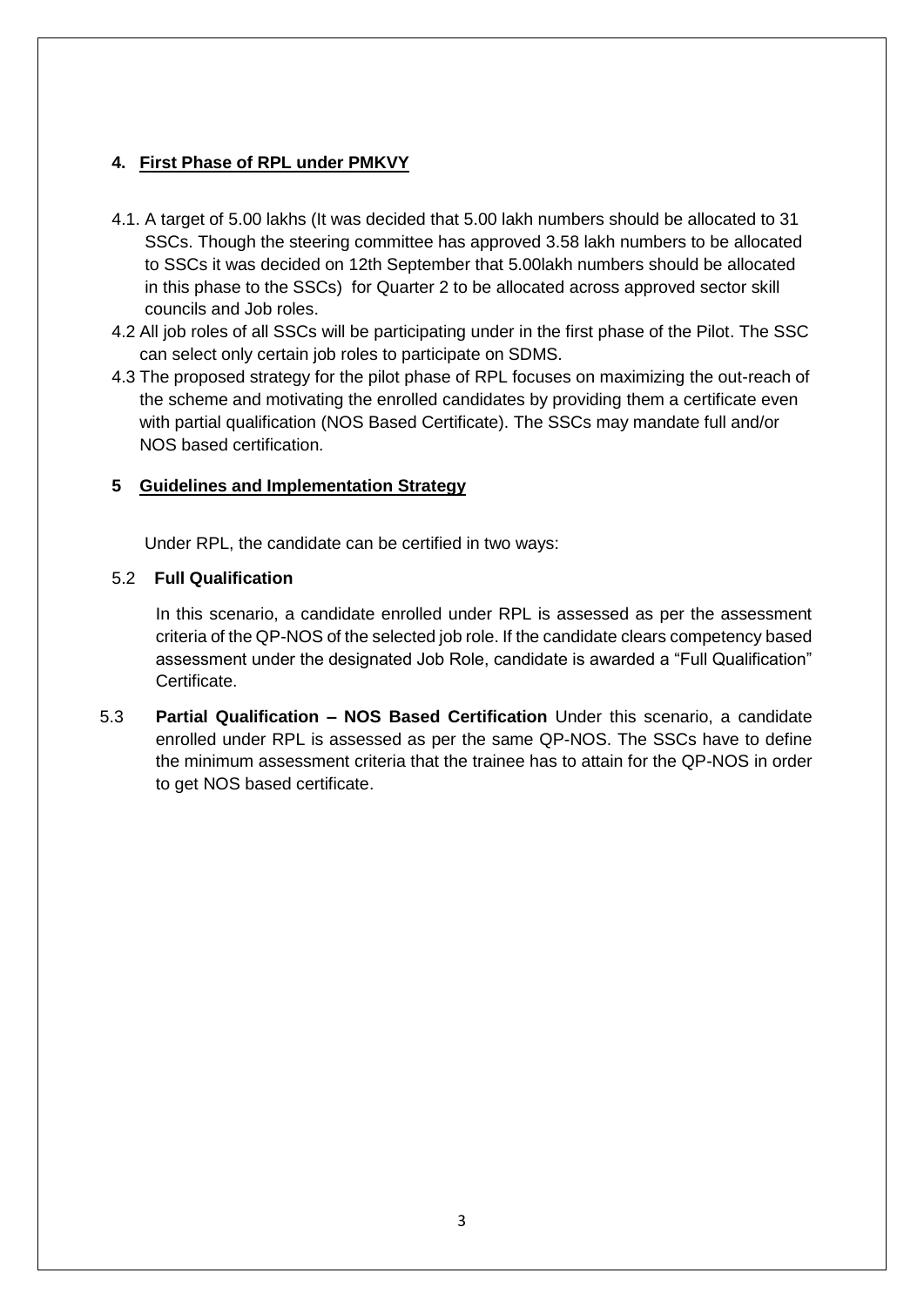## 4. First Phase of RPL under PMKVY

4.1. A target of 5.00 lakhs (It was decided that 5.00 lakh numbers should be allocated to 31 SSCs. Though the steering committee has approved 3.58 lakh numbers to be allocated to SSCs it was decided on 12th September that 5.00lakh numbers should be allocated in this phase to the SSCs) for Quarter 2 to be allocated across approved sector skill councils and Job roles.

4.2 All job roles of all SSCs will be participating under in the first phase of the Pilot. The SSC can select only certain job roles to participate on SDMS.

4.3 The proposed strategy for the pilot phase of RPL focuses on maximizing the out-reach of the scheme and motivating the enrolled candidates by providing them a certificate even with partial qualification (NOS Based Certificate). The SSCs may mandate full and/or NOS based certification.

## 5 Guidelines and Implementation Strategy

Under RPL, the candidate can be certified in two ways:

### 5.2 Full Qualification

In this scenario, a candidate enrolled under RPL is assessed as per the assessment criteria of the QP-NOS of the selected job role. If the candidate clears competency based assessment under the designated Job Role, candidate is awarded a "Full Qualification" Certificate.

5.3 **Partial Qualification – NOS Based Certification** Under this scenario, a candidate enrolled under RPL is assessed as per the same QP-NOS. The SSCs have to define the minimum assessment criteria that the trainee has to attain for the QP-NOS in order to get NOS based certificate.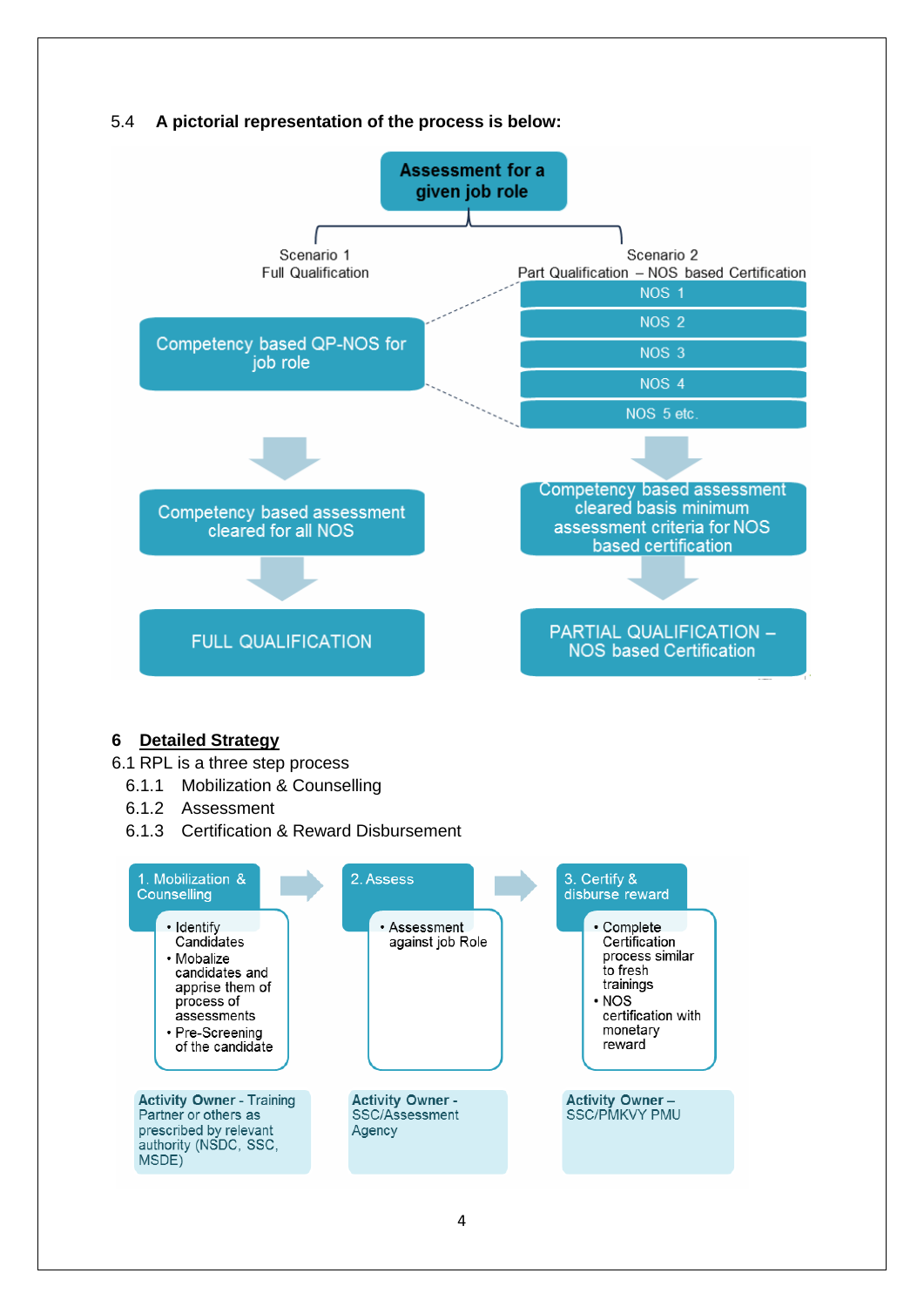5.4 **A pictorial representation of the process is below:**

**Assessment for a given job role**

Scenario 1
Full Qualification

- Competency based QP-NOS for job role
- Competency based assessment cleared for all NOS
- FULL QUALIFICATION

Scenario 2
Part Qualification – NOS based Certification

- NOS 1
- NOS 2
- NOS 3
- NOS 4
- NOS 5 etc.
- Competency based assessment cleared basis minimum assessment criteria for NOS based certification
- PARTIAL QUALIFICATION – NOS based Certification

## 6 Detailed Strategy

6.1 RPL is a three step process

6.1.1 Mobilization & Counselling

6.1.2 Assessment

6.1.3 Certification & Reward Disbursement

**1. Mobilization & Counselling**

- Identify Candidates
- Mobalize candidates and apprise them of process of assessments
- Pre-Screening of the candidate

**Activity Owner** - Training Partner or others as prescribed by relevant authority (NSDC, SSC, MSDE)

**2. Assess**

- Assessment against job Role

**Activity Owner** - SSC/Assessment Agency

**3. Certify & disburse reward**

- Complete Certification process similar to fresh trainings
- NOS certification with monetary reward

**Activity Owner** – SSC/PMKVY PMU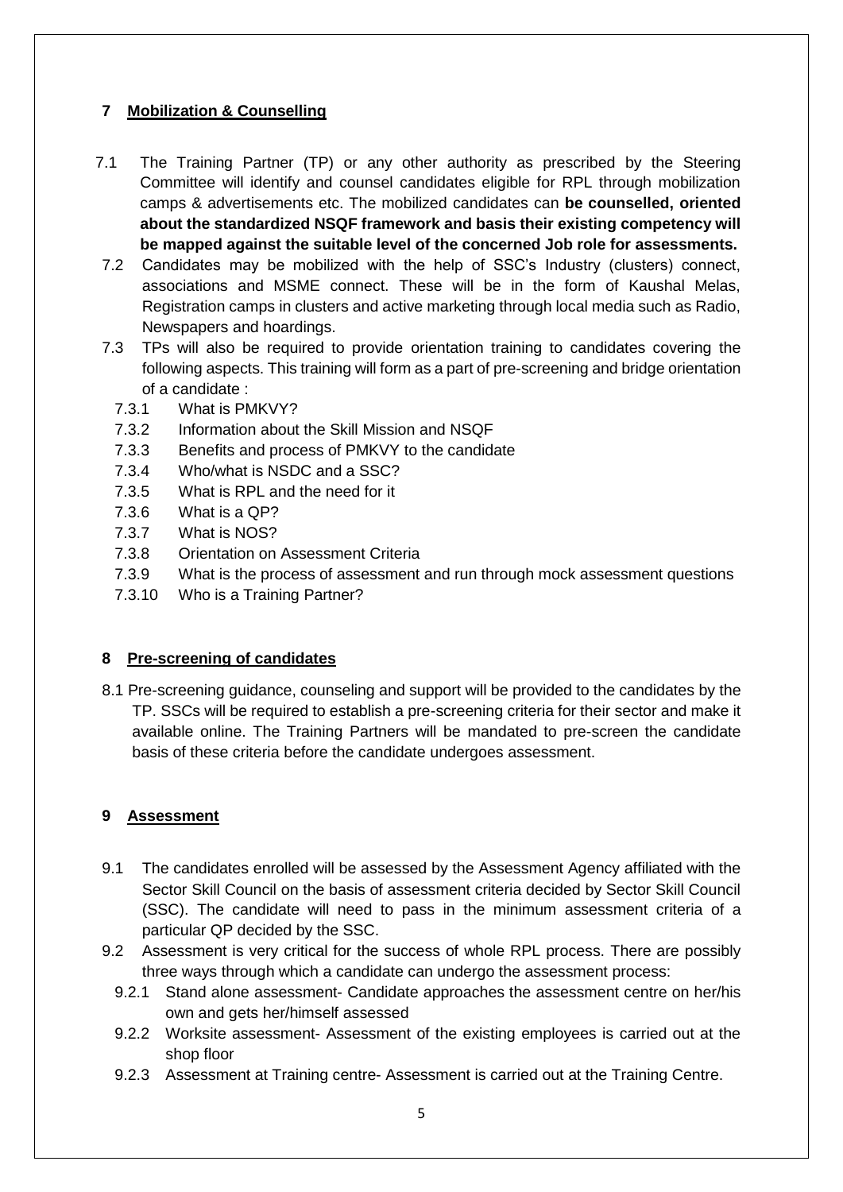## 7 Mobilization & Counselling

7.1 The Training Partner (TP) or any other authority as prescribed by the Steering Committee will identify and counsel candidates eligible for RPL through mobilization camps & advertisements etc. The mobilized candidates can **be counselled, oriented about the standardized NSQF framework and basis their existing competency will be mapped against the suitable level of the concerned Job role for assessments.**

7.2 Candidates may be mobilized with the help of SSC's Industry (clusters) connect, associations and MSME connect. These will be in the form of Kaushal Melas, Registration camps in clusters and active marketing through local media such as Radio, Newspapers and hoardings.

7.3 TPs will also be required to provide orientation training to candidates covering the following aspects. This training will form as a part of pre-screening and bridge orientation of a candidate :

- 7.3.1 What is PMKVY?
- 7.3.2 Information about the Skill Mission and NSQF
- 7.3.3 Benefits and process of PMKVY to the candidate
- 7.3.4 Who/what is NSDC and a SSC?
- 7.3.5 What is RPL and the need for it
- 7.3.6 What is a QP?
- 7.3.7 What is NOS?
- 7.3.8 Orientation on Assessment Criteria
- 7.3.9 What is the process of assessment and run through mock assessment questions
- 7.3.10 Who is a Training Partner?

## 8 Pre-screening of candidates

8.1 Pre-screening guidance, counseling and support will be provided to the candidates by the TP. SSCs will be required to establish a pre-screening criteria for their sector and make it available online. The Training Partners will be mandated to pre-screen the candidate basis of these criteria before the candidate undergoes assessment.

## 9 Assessment

9.1 The candidates enrolled will be assessed by the Assessment Agency affiliated with the Sector Skill Council on the basis of assessment criteria decided by Sector Skill Council (SSC). The candidate will need to pass in the minimum assessment criteria of a particular QP decided by the SSC.

9.2 Assessment is very critical for the success of whole RPL process. There are possibly three ways through which a candidate can undergo the assessment process:

- 9.2.1 Stand alone assessment- Candidate approaches the assessment centre on her/his own and gets her/himself assessed
- 9.2.2 Worksite assessment- Assessment of the existing employees is carried out at the shop floor
- 9.2.3 Assessment at Training centre- Assessment is carried out at the Training Centre.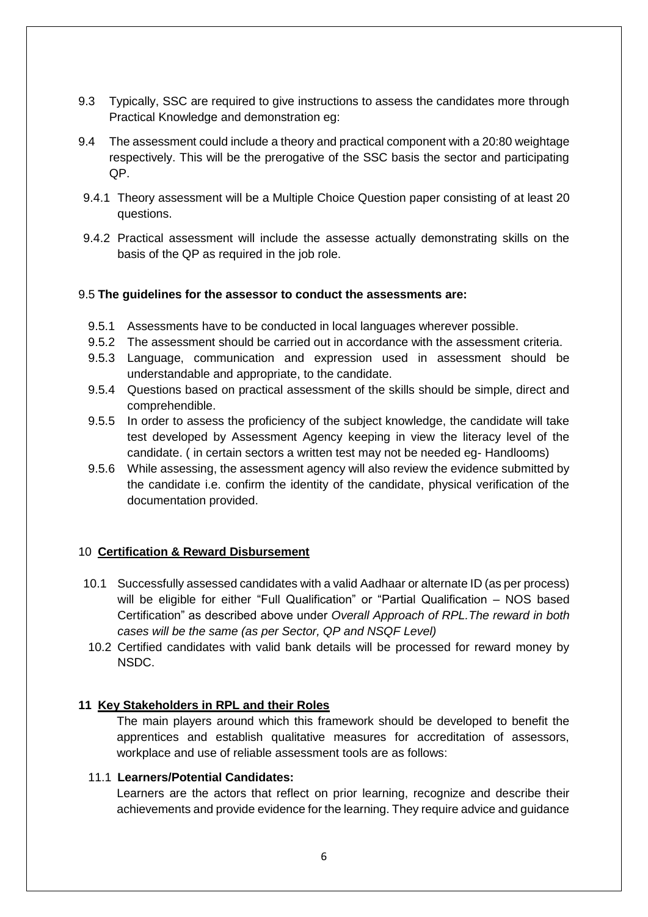9.3 Typically, SSC are required to give instructions to assess the candidates more through Practical Knowledge and demonstration eg:

9.4 The assessment could include a theory and practical component with a 20:80 weightage respectively. This will be the prerogative of the SSC basis the sector and participating QP.

9.4.1 Theory assessment will be a Multiple Choice Question paper consisting of at least 20 questions.

9.4.2 Practical assessment will include the assesse actually demonstrating skills on the basis of the QP as required in the job role.

9.5 **The guidelines for the assessor to conduct the assessments are:**

9.5.1 Assessments have to be conducted in local languages wherever possible.

9.5.2 The assessment should be carried out in accordance with the assessment criteria.

9.5.3 Language, communication and expression used in assessment should be understandable and appropriate, to the candidate.

9.5.4 Questions based on practical assessment of the skills should be simple, direct and comprehendible.

9.5.5 In order to assess the proficiency of the subject knowledge, the candidate will take test developed by Assessment Agency keeping in view the literacy level of the candidate. ( in certain sectors a written test may not be needed eg- Handlooms)

9.5.6 While assessing, the assessment agency will also review the evidence submitted by the candidate i.e. confirm the identity of the candidate, physical verification of the documentation provided.

## 10 **Certification & Reward Disbursement**

10.1 Successfully assessed candidates with a valid Aadhaar or alternate ID (as per process) will be eligible for either "Full Qualification" or "Partial Qualification – NOS based Certification" as described above under *Overall Approach of RPL.The reward in both cases will be the same (as per Sector, QP and NSQF Level)*

10.2 Certified candidates with valid bank details will be processed for reward money by NSDC.

## **11 Key Stakeholders in RPL and their Roles**

The main players around which this framework should be developed to benefit the apprentices and establish qualitative measures for accreditation of assessors, workplace and use of reliable assessment tools are as follows:

11.1 **Learners/Potential Candidates:**

Learners are the actors that reflect on prior learning, recognize and describe their achievements and provide evidence for the learning. They require advice and guidance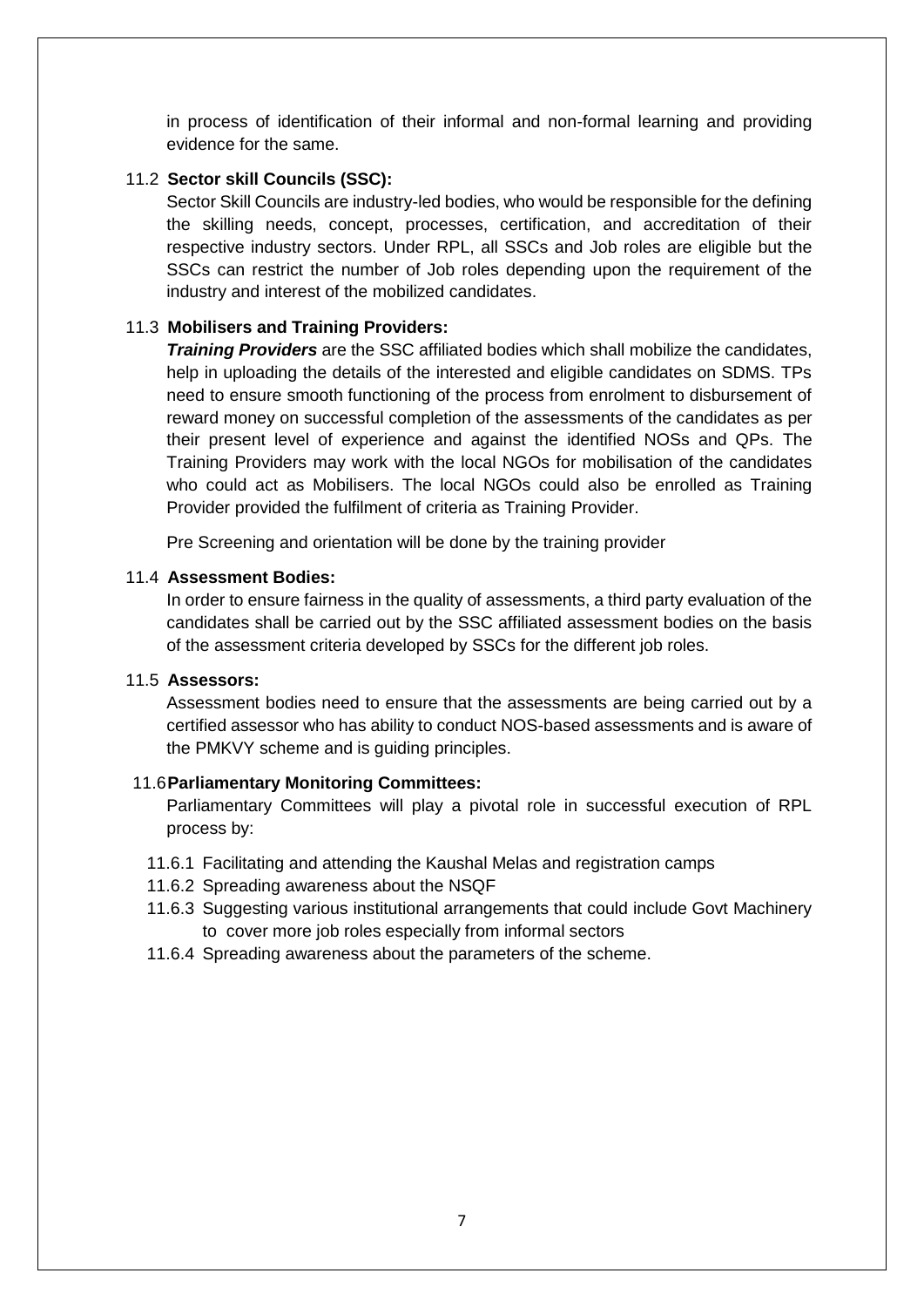in process of identification of their informal and non-formal learning and providing evidence for the same.

### 11.2 Sector skill Councils (SSC):

Sector Skill Councils are industry-led bodies, who would be responsible for the defining the skilling needs, concept, processes, certification, and accreditation of their respective industry sectors. Under RPL, all SSCs and Job roles are eligible but the SSCs can restrict the number of Job roles depending upon the requirement of the industry and interest of the mobilized candidates.

### 11.3 Mobilisers and Training Providers:

***Training Providers*** are the SSC affiliated bodies which shall mobilize the candidates, help in uploading the details of the interested and eligible candidates on SDMS. TPs need to ensure smooth functioning of the process from enrolment to disbursement of reward money on successful completion of the assessments of the candidates as per their present level of experience and against the identified NOSs and QPs. The Training Providers may work with the local NGOs for mobilisation of the candidates who could act as Mobilisers. The local NGOs could also be enrolled as Training Provider provided the fulfilment of criteria as Training Provider.

Pre Screening and orientation will be done by the training provider

### 11.4 Assessment Bodies:

In order to ensure fairness in the quality of assessments, a third party evaluation of the candidates shall be carried out by the SSC affiliated assessment bodies on the basis of the assessment criteria developed by SSCs for the different job roles.

### 11.5 Assessors:

Assessment bodies need to ensure that the assessments are being carried out by a certified assessor who has ability to conduct NOS-based assessments and is aware of the PMKVY scheme and is guiding principles.

### 11.6 Parliamentary Monitoring Committees:

Parliamentary Committees will play a pivotal role in successful execution of RPL process by:

- 11.6.1 Facilitating and attending the Kaushal Melas and registration camps
- 11.6.2 Spreading awareness about the NSQF
- 11.6.3 Suggesting various institutional arrangements that could include Govt Machinery to cover more job roles especially from informal sectors
- 11.6.4 Spreading awareness about the parameters of the scheme.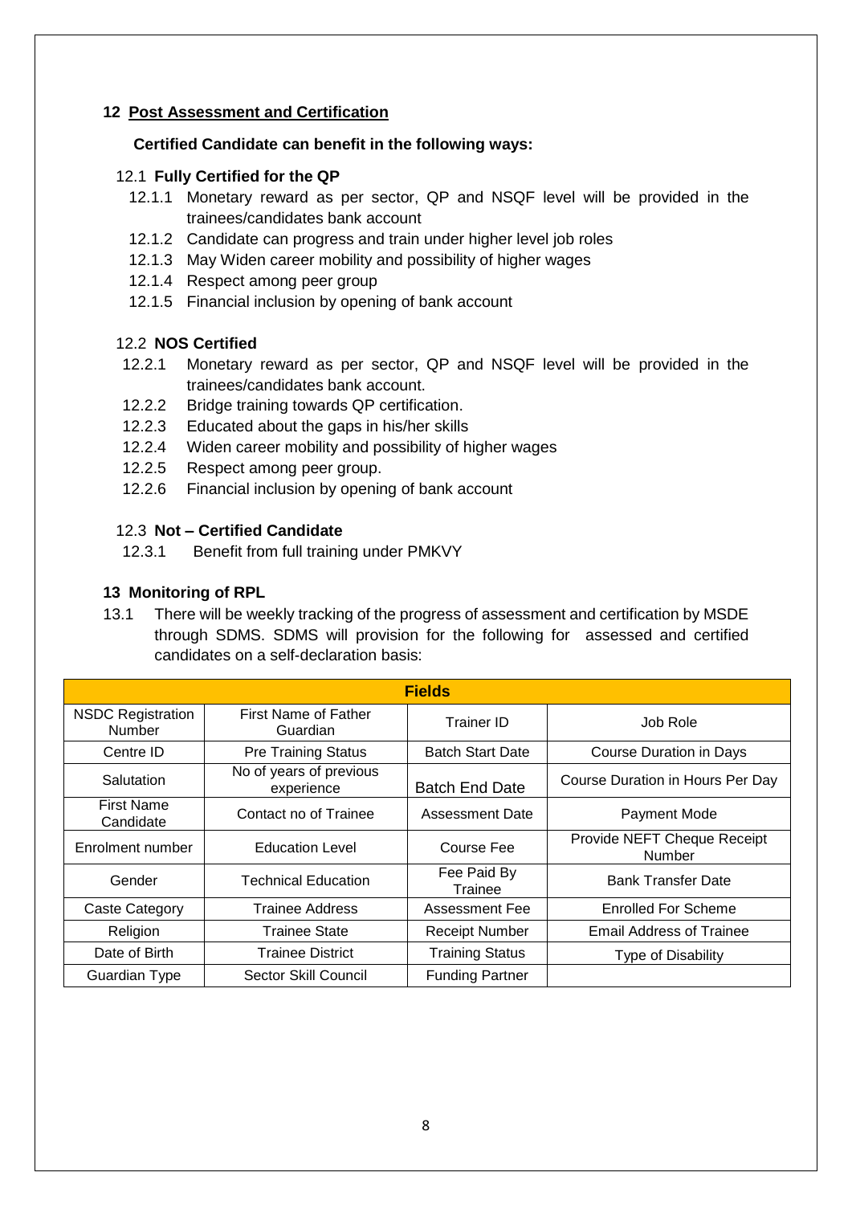## 12 Post Assessment and Certification

**Certified Candidate can benefit in the following ways:**

### 12.1 Fully Certified for the QP

- 12.1.1 Monetary reward as per sector, QP and NSQF level will be provided in the trainees/candidates bank account
- 12.1.2 Candidate can progress and train under higher level job roles
- 12.1.3 May Widen career mobility and possibility of higher wages
- 12.1.4 Respect among peer group
- 12.1.5 Financial inclusion by opening of bank account

### 12.2 NOS Certified

- 12.2.1 Monetary reward as per sector, QP and NSQF level will be provided in the trainees/candidates bank account.
- 12.2.2 Bridge training towards QP certification.
- 12.2.3 Educated about the gaps in his/her skills
- 12.2.4 Widen career mobility and possibility of higher wages
- 12.2.5 Respect among peer group.
- 12.2.6 Financial inclusion by opening of bank account

### 12.3 Not – Certified Candidate

- 12.3.1 Benefit from full training under PMKVY

## 13 Monitoring of RPL

13.1 There will be weekly tracking of the progress of assessment and certification by MSDE through SDMS. SDMS will provision for the following for assessed and certified candidates on a self-declaration basis:

| Fields | | | |
|---|---|---|---|
| NSDC Registration Number | First Name of Father Guardian | Trainer ID | Job Role |
| Centre ID | Pre Training Status | Batch Start Date | Course Duration in Days |
| Salutation | No of years of previous experience | Batch End Date | Course Duration in Hours Per Day |
| First Name Candidate | Contact no of Trainee | Assessment Date | Payment Mode |
| Enrolment number | Education Level | Course Fee | Provide NEFT Cheque Receipt Number |
| Gender | Technical Education | Fee Paid By Trainee | Bank Transfer Date |
| Caste Category | Trainee Address | Assessment Fee | Enrolled For Scheme |
| Religion | Trainee State | Receipt Number | Email Address of Trainee |
| Date of Birth | Trainee District | Training Status | Type of Disability |
| Guardian Type | Sector Skill Council | Funding Partner | |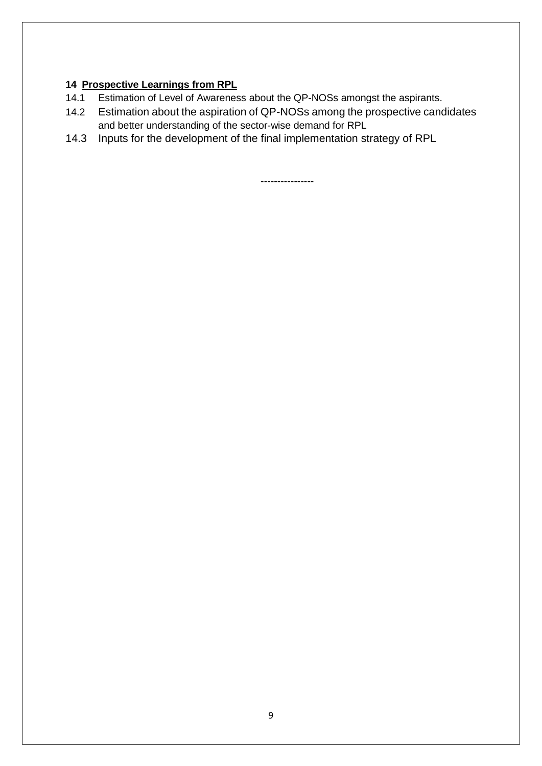**14 Prospective Learnings from RPL**

14.1 Estimation of Level of Awareness about the QP-NOSs amongst the aspirants.

14.2 Estimation about the aspiration of QP-NOSs among the prospective candidates and better understanding of the sector-wise demand for RPL

14.3 Inputs for the development of the final implementation strategy of RPL

----------------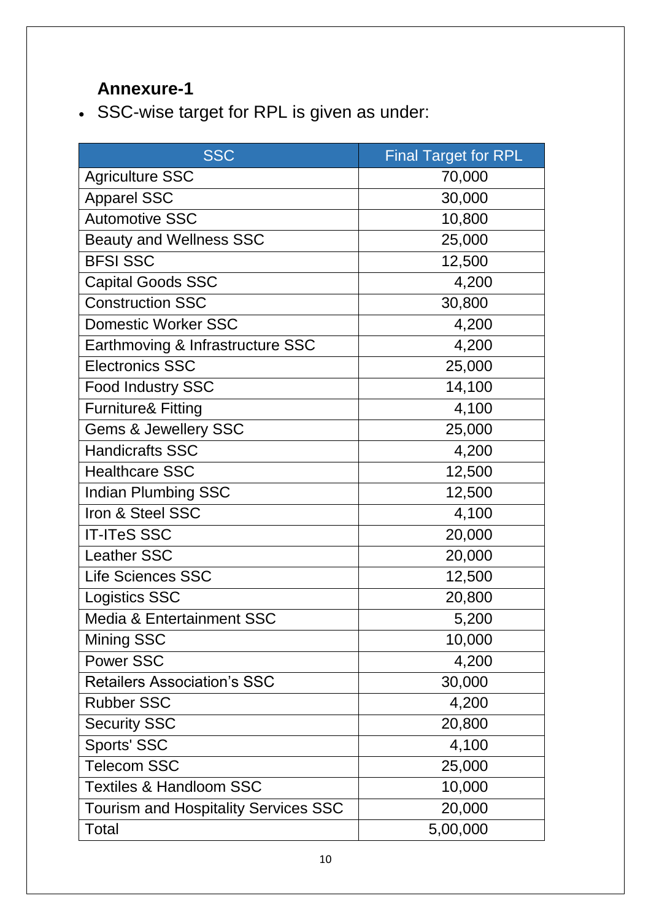## Annexure-1

- SSC-wise target for RPL is given as under:

| SSC | Final Target for RPL |
|---|---|
| Agriculture SSC | 70,000 |
| Apparel SSC | 30,000 |
| Automotive SSC | 10,800 |
| Beauty and Wellness SSC | 25,000 |
| BFSI SSC | 12,500 |
| Capital Goods SSC | 4,200 |
| Construction SSC | 30,800 |
| Domestic Worker SSC | 4,200 |
| Earthmoving & Infrastructure SSC | 4,200 |
| Electronics SSC | 25,000 |
| Food Industry SSC | 14,100 |
| Furniture& Fitting | 4,100 |
| Gems & Jewellery SSC | 25,000 |
| Handicrafts SSC | 4,200 |
| Healthcare SSC | 12,500 |
| Indian Plumbing SSC | 12,500 |
| Iron & Steel SSC | 4,100 |
| IT-ITeS SSC | 20,000 |
| Leather SSC | 20,000 |
| Life Sciences SSC | 12,500 |
| Logistics SSC | 20,800 |
| Media & Entertainment SSC | 5,200 |
| Mining SSC | 10,000 |
| Power SSC | 4,200 |
| Retailers Association's SSC | 30,000 |
| Rubber SSC | 4,200 |
| Security SSC | 20,800 |
| Sports' SSC | 4,100 |
| Telecom SSC | 25,000 |
| Textiles & Handloom SSC | 10,000 |
| Tourism and Hospitality Services SSC | 20,000 |
| Total | 5,00,000 |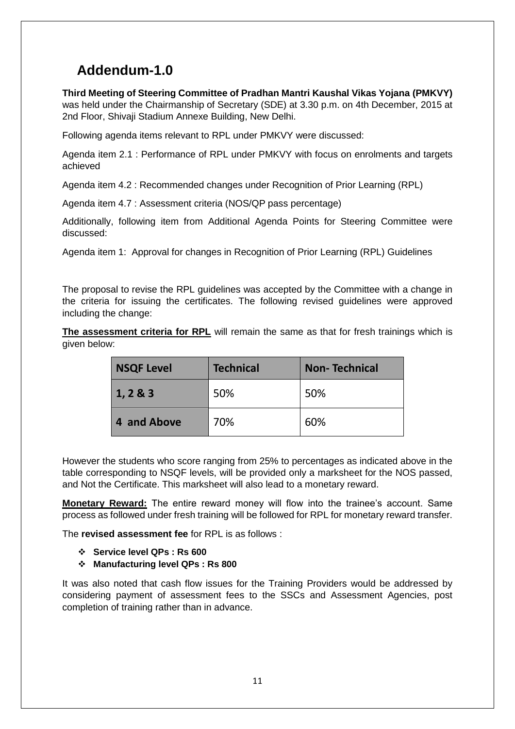## Addendum-1.0

**Third Meeting of Steering Committee of Pradhan Mantri Kaushal Vikas Yojana (PMKVY)** was held under the Chairmanship of Secretary (SDE) at 3.30 p.m. on 4th December, 2015 at 2nd Floor, Shivaji Stadium Annexe Building, New Delhi.

Following agenda items relevant to RPL under PMKVY were discussed:

Agenda item 2.1 : Performance of RPL under PMKVY with focus on enrolments and targets achieved

Agenda item 4.2 : Recommended changes under Recognition of Prior Learning (RPL)

Agenda item 4.7 : Assessment criteria (NOS/QP pass percentage)

Additionally, following item from Additional Agenda Points for Steering Committee were discussed:

Agenda item 1: Approval for changes in Recognition of Prior Learning (RPL) Guidelines

The proposal to revise the RPL guidelines was accepted by the Committee with a change in the criteria for issuing the certificates. The following revised guidelines were approved including the change:

**The assessment criteria for RPL** will remain the same as that for fresh trainings which is given below:

| NSQF Level | Technical | Non- Technical |
| --- | --- | --- |
| 1, 2 & 3 | 50% | 50% |
| 4 and Above | 70% | 60% |

However the students who score ranging from 25% to percentages as indicated above in the table corresponding to NSQF levels, will be provided only a marksheet for the NOS passed, and Not the Certificate. This marksheet will also lead to a monetary reward.

**Monetary Reward:** The entire reward money will flow into the trainee's account. Same process as followed under fresh training will be followed for RPL for monetary reward transfer.

The **revised assessment fee** for RPL is as follows :

- **Service level QPs : Rs 600**
- **Manufacturing level QPs : Rs 800**

It was also noted that cash flow issues for the Training Providers would be addressed by considering payment of assessment fees to the SSCs and Assessment Agencies, post completion of training rather than in advance.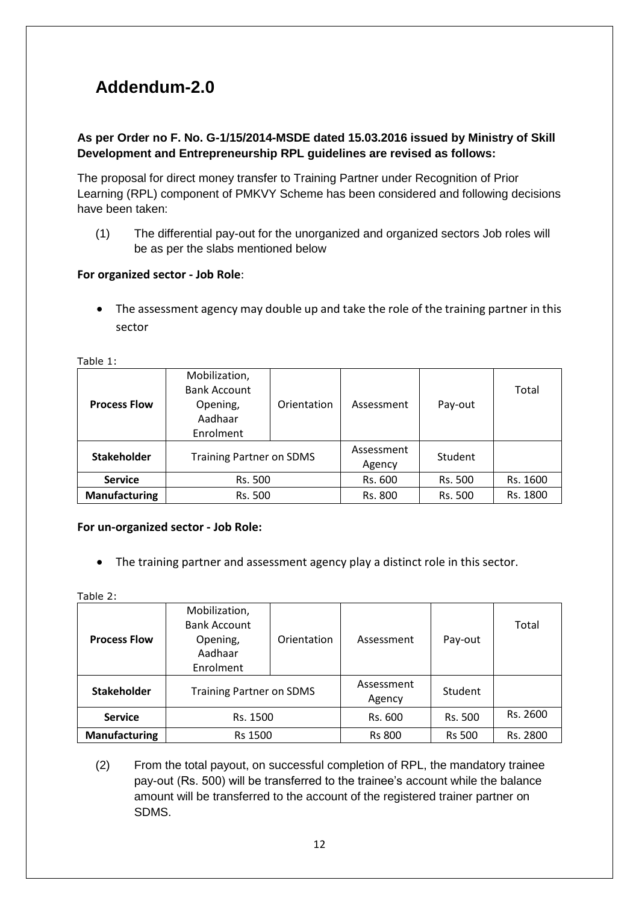# Addendum-2.0

**As per Order no F. No. G-1/15/2014-MSDE dated 15.03.2016 issued by Ministry of Skill Development and Entrepreneurship RPL guidelines are revised as follows:**

The proposal for direct money transfer to Training Partner under Recognition of Prior Learning (RPL) component of PMKVY Scheme has been considered and following decisions have been taken:

(1) The differential pay-out for the unorganized and organized sectors Job roles will be as per the slabs mentioned below

**For organized sector - Job Role**:

- The assessment agency may double up and take the role of the training partner in this sector

Table 1:

| **Process Flow** | Mobilization, Bank Account Opening, Aadhaar Enrolment | Orientation | Assessment | Pay-out | Total |
|---|---|---|---|---|---|
| **Stakeholder** | Training Partner on SDMS | | Assessment Agency | Student | |
| **Service** | Rs. 500 | | Rs. 600 | Rs. 500 | Rs. 1600 |
| **Manufacturing** | Rs. 500 | | Rs. 800 | Rs. 500 | Rs. 1800 |

**For un-organized sector - Job Role:**

- The training partner and assessment agency play a distinct role in this sector.

Table 2:

| **Process Flow** | Mobilization, Bank Account Opening, Aadhaar Enrolment | Orientation | Assessment | Pay-out | Total |
|---|---|---|---|---|---|
| **Stakeholder** | Training Partner on SDMS | | Assessment Agency | Student | |
| **Service** | Rs. 1500 | | Rs. 600 | Rs. 500 | Rs. 2600 |
| **Manufacturing** | Rs 1500 | | Rs 800 | Rs 500 | Rs. 2800 |

(2) From the total payout, on successful completion of RPL, the mandatory trainee pay-out (Rs. 500) will be transferred to the trainee's account while the balance amount will be transferred to the account of the registered trainer partner on SDMS.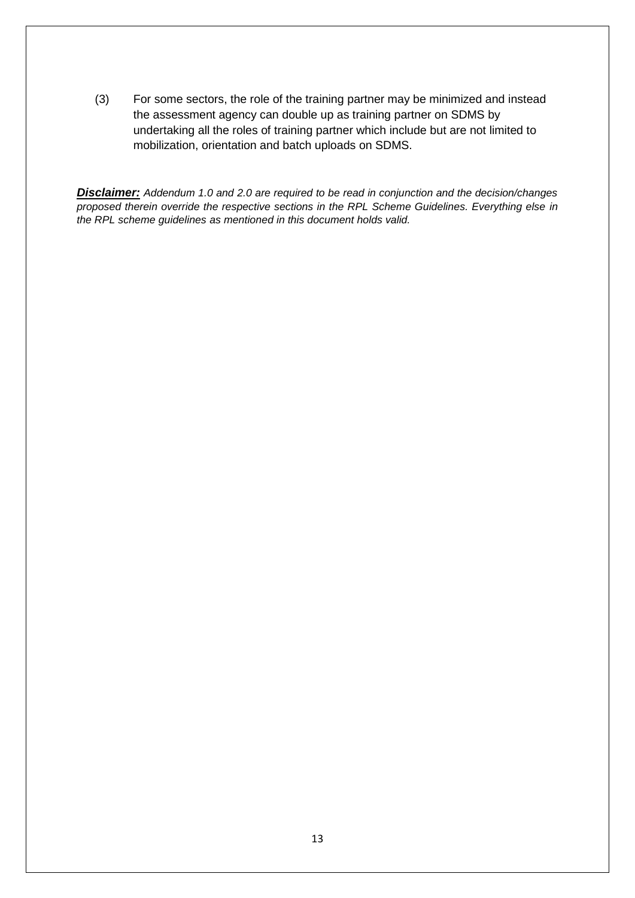(3) For some sectors, the role of the training partner may be minimized and instead the assessment agency can double up as training partner on SDMS by undertaking all the roles of training partner which include but are not limited to mobilization, orientation and batch uploads on SDMS.

***<u>Disclaimer:</u>*** *Addendum 1.0 and 2.0 are required to be read in conjunction and the decision/changes proposed therein override the respective sections in the RPL Scheme Guidelines. Everything else in the RPL scheme guidelines as mentioned in this document holds valid.*